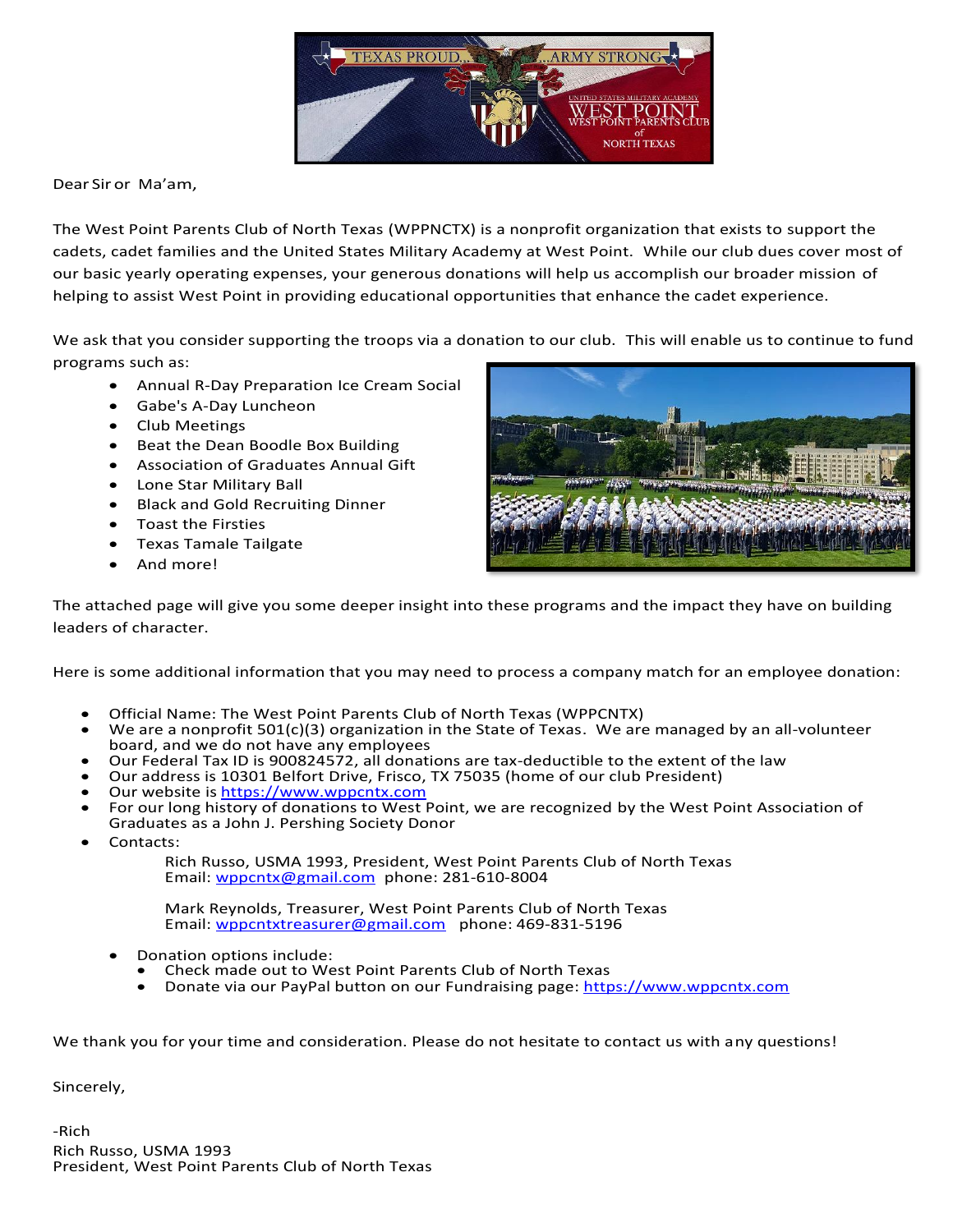Dear Sir or Ma'am,

The West Point Parents Club of North Texas (WPPNCTX) is a nonprofit organization that exists to support the cadets, cadet families and the United States Military Academy at West Point. While our club dues cover most of our basic yearly operating expenses, your generous donations will help us accomplish our broader mission of helping to assist West Point in providing educational opportunities that enhance the cadet experience.

We ask that you consider supporting the troops via a donation to our club. This will enable us to continue to fund programs such as:

- Annual R-Day Preparation Ice Cream Social
- Gabe's A-Day Luncheon
- Club Meetings
- Beat the Dean Boodle Box Building
- Association of Graduates Annual Gift
- Lone Star Military Ball
- Black and Gold Recruiting Dinner
- Toast the Firsties
- Texas Tamale Tailgate
- And more!

The attached page will give you some deeper insight into these programs and the impact they have on building leaders of character.

Here is some additional information that you may need to process a company match for an employee donation:

- Official Name: The West Point Parents Club of North Texas (WPPCNTX)
- We are a nonprofit 501(c)(3) organization in the State of Texas. We are managed by an all-volunteer board, and we do not have any employees
- Our Federal Tax ID is 900824572, all donations are tax-deductible to the extent of the law
- Our address is 10301 Belfort Drive, Frisco, TX 75035 (home of our club President)
- Our website is https://www.wppcntx.com
- For our long history of donations to West Point, we are recognized by the West Point Association of Graduates as a John J. Pershing Society Donor
- Contacts:

  Rich Russo, USMA 1993, President, West Point Parents Club of North Texas
  Email: wppcntx@gmail.com phone: 281-610-8004

  Mark Reynolds, Treasurer, West Point Parents Club of North Texas
  Email: wppcntxtreasurer@gmail.com phone: 469-831-5196

- Donation options include:
  - Check made out to West Point Parents Club of North Texas
  - Donate via our PayPal button on our Fundraising page: https://www.wppcntx.com

We thank you for your time and consideration. Please do not hesitate to contact us with any questions!

Sincerely,

-Rich
Rich Russo, USMA 1993
President, West Point Parents Club of North Texas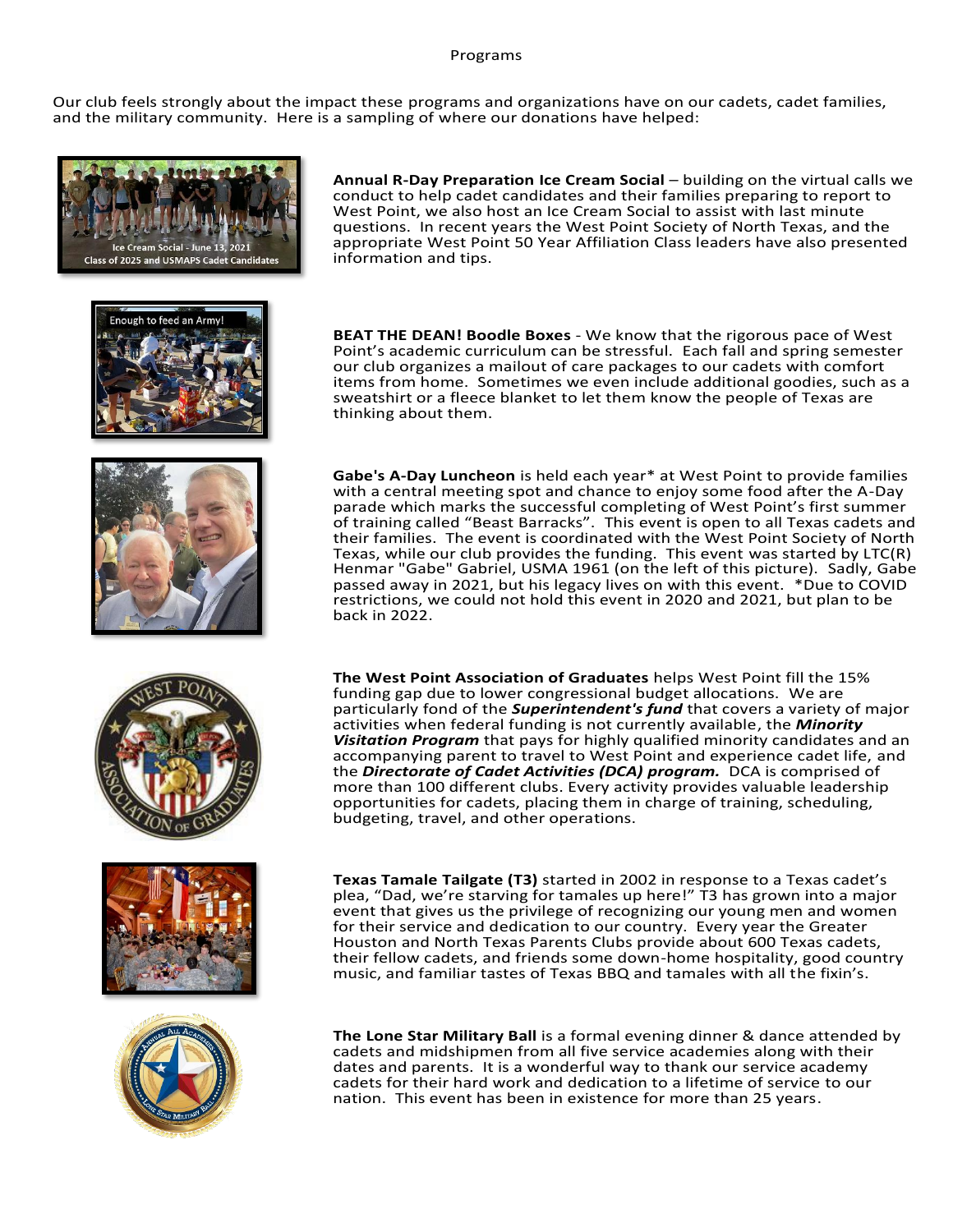# Programs

Our club feels strongly about the impact these programs and organizations have on our cadets, cadet families, and the military community. Here is a sampling of where our donations have helped:

**Annual R-Day Preparation Ice Cream Social** – building on the virtual calls we conduct to help cadet candidates and their families preparing to report to West Point, we also host an Ice Cream Social to assist with last minute questions. In recent years the West Point Society of North Texas, and the appropriate West Point 50 Year Affiliation Class leaders have also presented information and tips.

Ice Cream Social - June 13, 2021
Class of 2025 and USMAPS Cadet Candidates

**BEAT THE DEAN! Boodle Boxes** - We know that the rigorous pace of West Point's academic curriculum can be stressful. Each fall and spring semester our club organizes a mailout of care packages to our cadets with comfort items from home. Sometimes we even include additional goodies, such as a sweatshirt or a fleece blanket to let them know the people of Texas are thinking about them.

Enough to feed an Army!

**Gabe's A-Day Luncheon** is held each year* at West Point to provide families with a central meeting spot and chance to enjoy some food after the A-Day parade which marks the successful completing of West Point's first summer of training called "Beast Barracks". This event is open to all Texas cadets and their families. The event is coordinated with the West Point Society of North Texas, while our club provides the funding. This event was started by LTC(R) Henmar "Gabe" Gabriel, USMA 1961 (on the left of this picture). Sadly, Gabe passed away in 2021, but his legacy lives on with this event. *Due to COVID restrictions, we could not hold this event in 2020 and 2021, but plan to be back in 2022.

**The West Point Association of Graduates** helps West Point fill the 15% funding gap due to lower congressional budget allocations. We are particularly fond of the ***Superintendent's fund*** that covers a variety of major activities when federal funding is not currently available, the ***Minority Visitation Program*** that pays for highly qualified minority candidates and an accompanying parent to travel to West Point and experience cadet life, and the ***Directorate of Cadet Activities (DCA) program.*** DCA is comprised of more than 100 different clubs. Every activity provides valuable leadership opportunities for cadets, placing them in charge of training, scheduling, budgeting, travel, and other operations.

**Texas Tamale Tailgate (T3)** started in 2002 in response to a Texas cadet's plea, "Dad, we're starving for tamales up here!" T3 has grown into a major event that gives us the privilege of recognizing our young men and women for their service and dedication to our country. Every year the Greater Houston and North Texas Parents Clubs provide about 600 Texas cadets, their fellow cadets, and friends some down-home hospitality, good country music, and familiar tastes of Texas BBQ and tamales with all the fixin's.

**The Lone Star Military Ball** is a formal evening dinner & dance attended by cadets and midshipmen from all five service academies along with their dates and parents. It is a wonderful way to thank our service academy cadets for their hard work and dedication to a lifetime of service to our nation. This event has been in existence for more than 25 years.